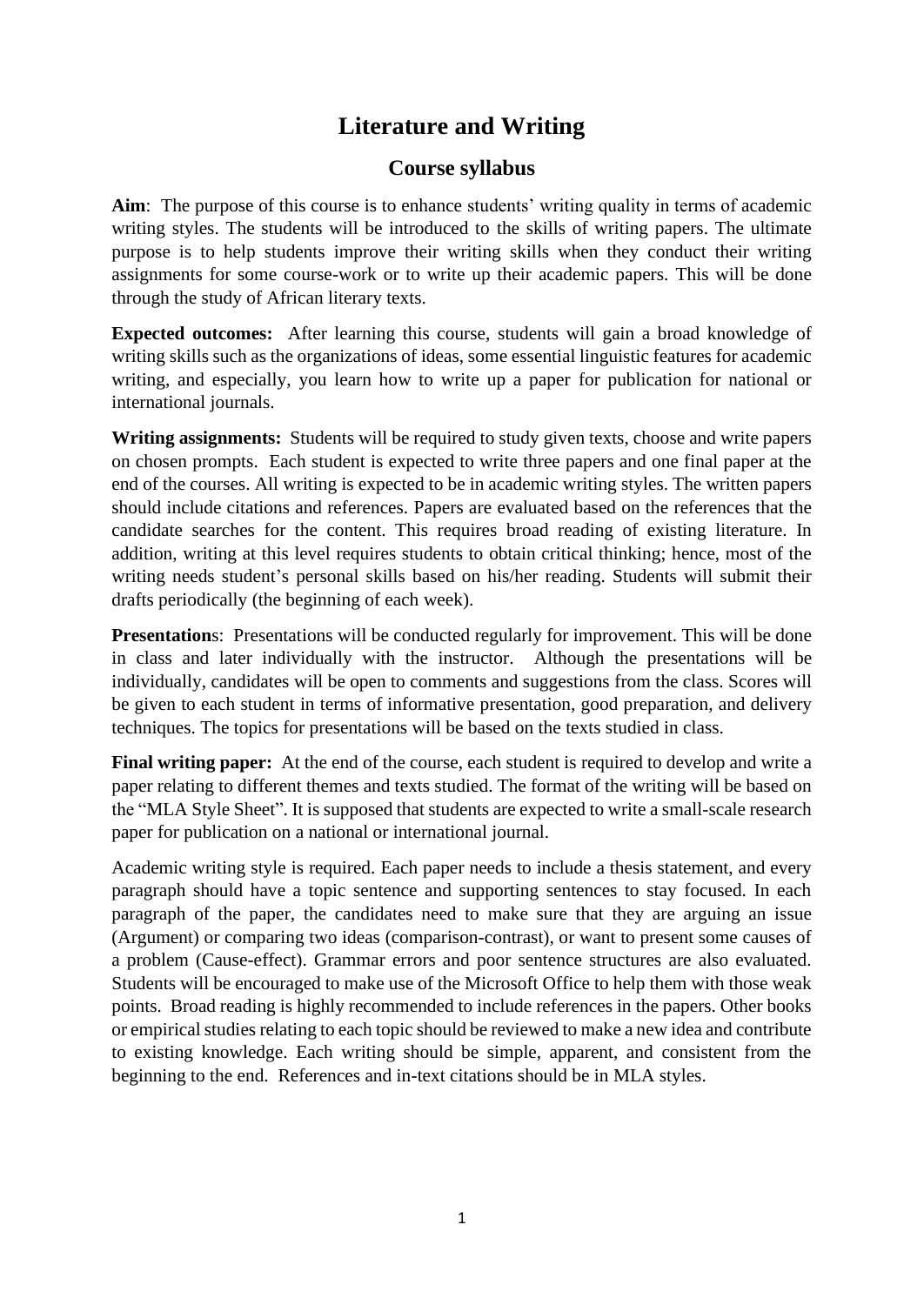# Literature and Writing

## Course syllabus

**Aim**: The purpose of this course is to enhance students' writing quality in terms of academic writing styles. The students will be introduced to the skills of writing papers. The ultimate purpose is to help students improve their writing skills when they conduct their writing assignments for some course-work or to write up their academic papers. This will be done through the study of African literary texts.

**Expected outcomes:** After learning this course, students will gain a broad knowledge of writing skills such as the organizations of ideas, some essential linguistic features for academic writing, and especially, you learn how to write up a paper for publication for national or international journals.

**Writing assignments:** Students will be required to study given texts, choose and write papers on chosen prompts. Each student is expected to write three papers and one final paper at the end of the courses. All writing is expected to be in academic writing styles. The written papers should include citations and references. Papers are evaluated based on the references that the candidate searches for the content. This requires broad reading of existing literature. In addition, writing at this level requires students to obtain critical thinking; hence, most of the writing needs student's personal skills based on his/her reading. Students will submit their drafts periodically (the beginning of each week).

**Presentation**s: Presentations will be conducted regularly for improvement. This will be done in class and later individually with the instructor. Although the presentations will be individually, candidates will be open to comments and suggestions from the class. Scores will be given to each student in terms of informative presentation, good preparation, and delivery techniques. The topics for presentations will be based on the texts studied in class.

**Final writing paper:** At the end of the course, each student is required to develop and write a paper relating to different themes and texts studied. The format of the writing will be based on the "MLA Style Sheet". It is supposed that students are expected to write a small-scale research paper for publication on a national or international journal.

Academic writing style is required. Each paper needs to include a thesis statement, and every paragraph should have a topic sentence and supporting sentences to stay focused. In each paragraph of the paper, the candidates need to make sure that they are arguing an issue (Argument) or comparing two ideas (comparison-contrast), or want to present some causes of a problem (Cause-effect). Grammar errors and poor sentence structures are also evaluated. Students will be encouraged to make use of the Microsoft Office to help them with those weak points. Broad reading is highly recommended to include references in the papers. Other books or empirical studies relating to each topic should be reviewed to make a new idea and contribute to existing knowledge. Each writing should be simple, apparent, and consistent from the beginning to the end. References and in-text citations should be in MLA styles.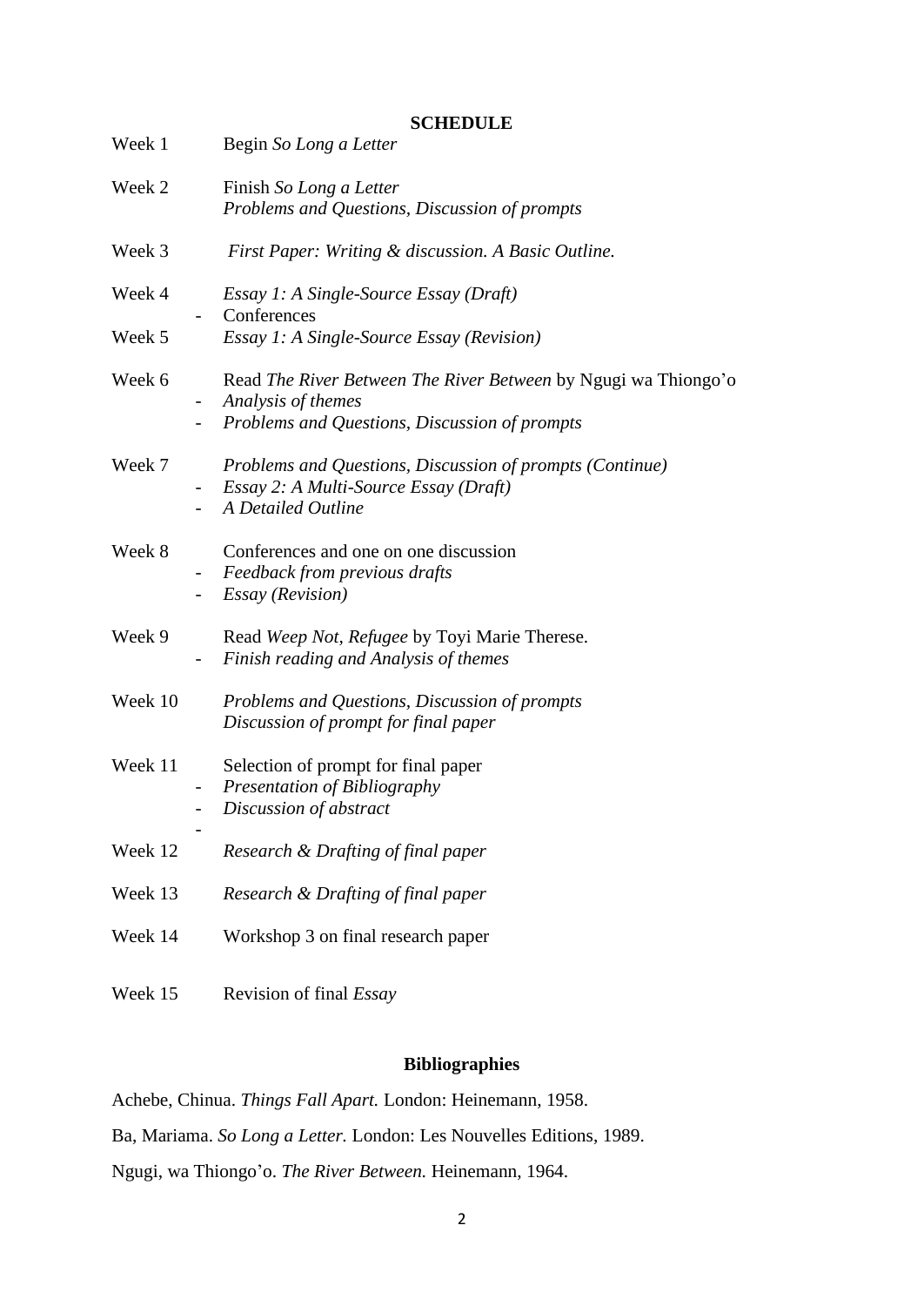## SCHEDULE

Week 1 Begin *So Long a Letter*

Week 2 Finish *So Long a Letter*
*Problems and Questions, Discussion of prompts*

Week 3 *First Paper: Writing & discussion. A Basic Outline.*

Week 4 *Essay 1: A Single-Source Essay (Draft)*
- Conferences

Week 5 *Essay 1: A Single-Source Essay (Revision)*

Week 6 Read *The River Between The River Between* by Ngugi wa Thiongo'o
- *Analysis of themes*
- *Problems and Questions, Discussion of prompts*

Week 7 *Problems and Questions, Discussion of prompts (Continue)*
- *Essay 2: A Multi-Source Essay (Draft)*
- *A Detailed Outline*

Week 8 Conferences and one on one discussion
- *Feedback from previous drafts*
- *Essay (Revision)*

Week 9 Read *Weep Not, Refugee* by Toyi Marie Therese.
- *Finish reading and Analysis of themes*

Week 10 *Problems and Questions, Discussion of prompts*
*Discussion of prompt for final paper*

Week 11 Selection of prompt for final paper
- *Presentation of Bibliography*
- *Discussion of abstract*
-

Week 12 *Research & Drafting of final paper*

Week 13 *Research & Drafting of final paper*

Week 14 Workshop 3 on final research paper

Week 15 Revision of final *Essay*

## Bibliographies

Achebe, Chinua. *Things Fall Apart.* London: Heinemann, 1958.

Ba, Mariama. *So Long a Letter.* London: Les Nouvelles Editions, 1989.

Ngugi, wa Thiongo'o. *The River Between.* Heinemann, 1964.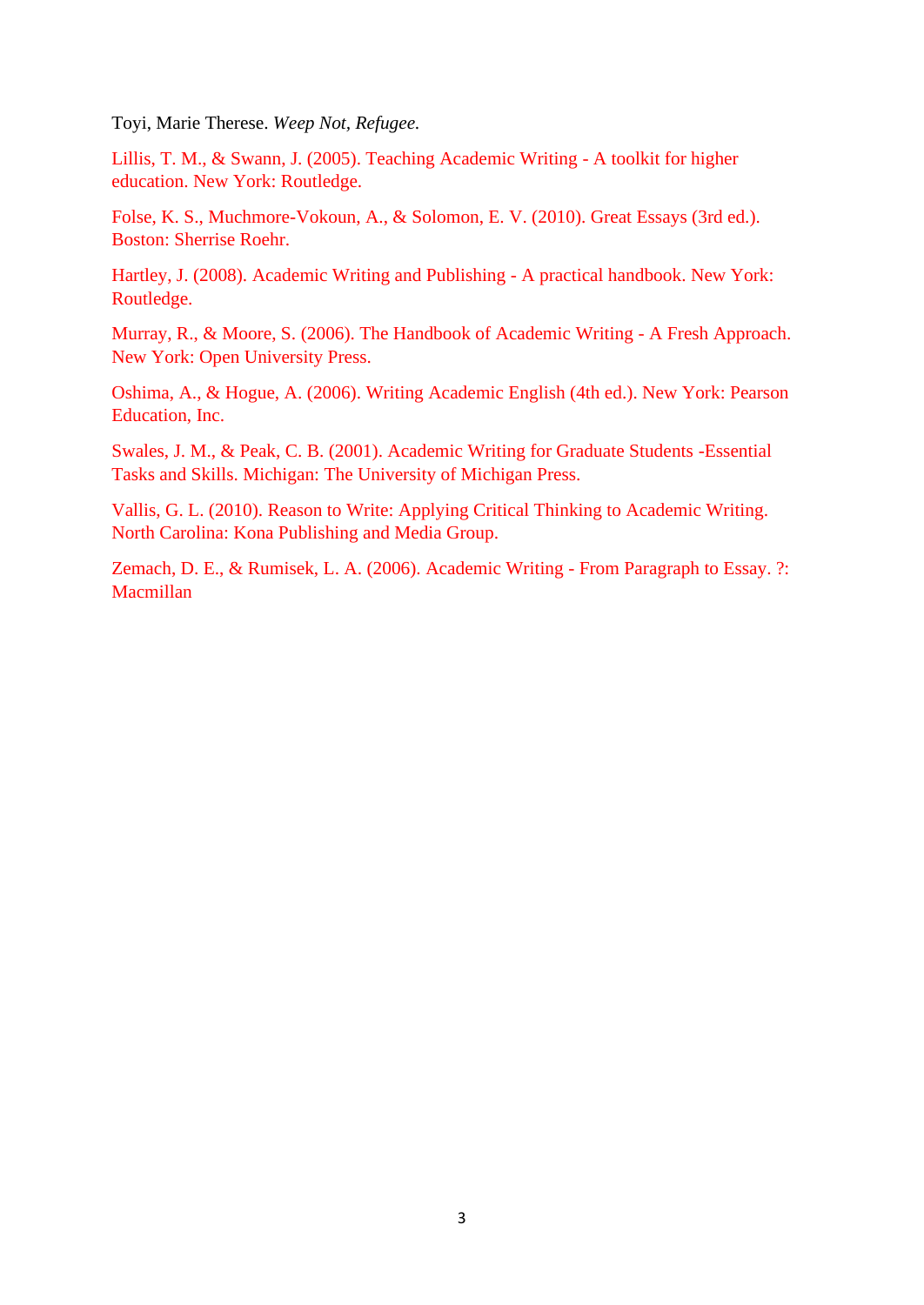Toyi, Marie Therese. *Weep Not, Refugee.*

Lillis, T. M., & Swann, J. (2005). Teaching Academic Writing - A toolkit for higher education. New York: Routledge.

Folse, K. S., Muchmore-Vokoun, A., & Solomon, E. V. (2010). Great Essays (3rd ed.). Boston: Sherrise Roehr.

Hartley, J. (2008). Academic Writing and Publishing - A practical handbook. New York: Routledge.

Murray, R., & Moore, S. (2006). The Handbook of Academic Writing - A Fresh Approach. New York: Open University Press.

Oshima, A., & Hogue, A. (2006). Writing Academic English (4th ed.). New York: Pearson Education, Inc.

Swales, J. M., & Peak, C. B. (2001). Academic Writing for Graduate Students -Essential Tasks and Skills. Michigan: The University of Michigan Press.

Vallis, G. L. (2010). Reason to Write: Applying Critical Thinking to Academic Writing. North Carolina: Kona Publishing and Media Group.

Zemach, D. E., & Rumisek, L. A. (2006). Academic Writing - From Paragraph to Essay. ?: Macmillan